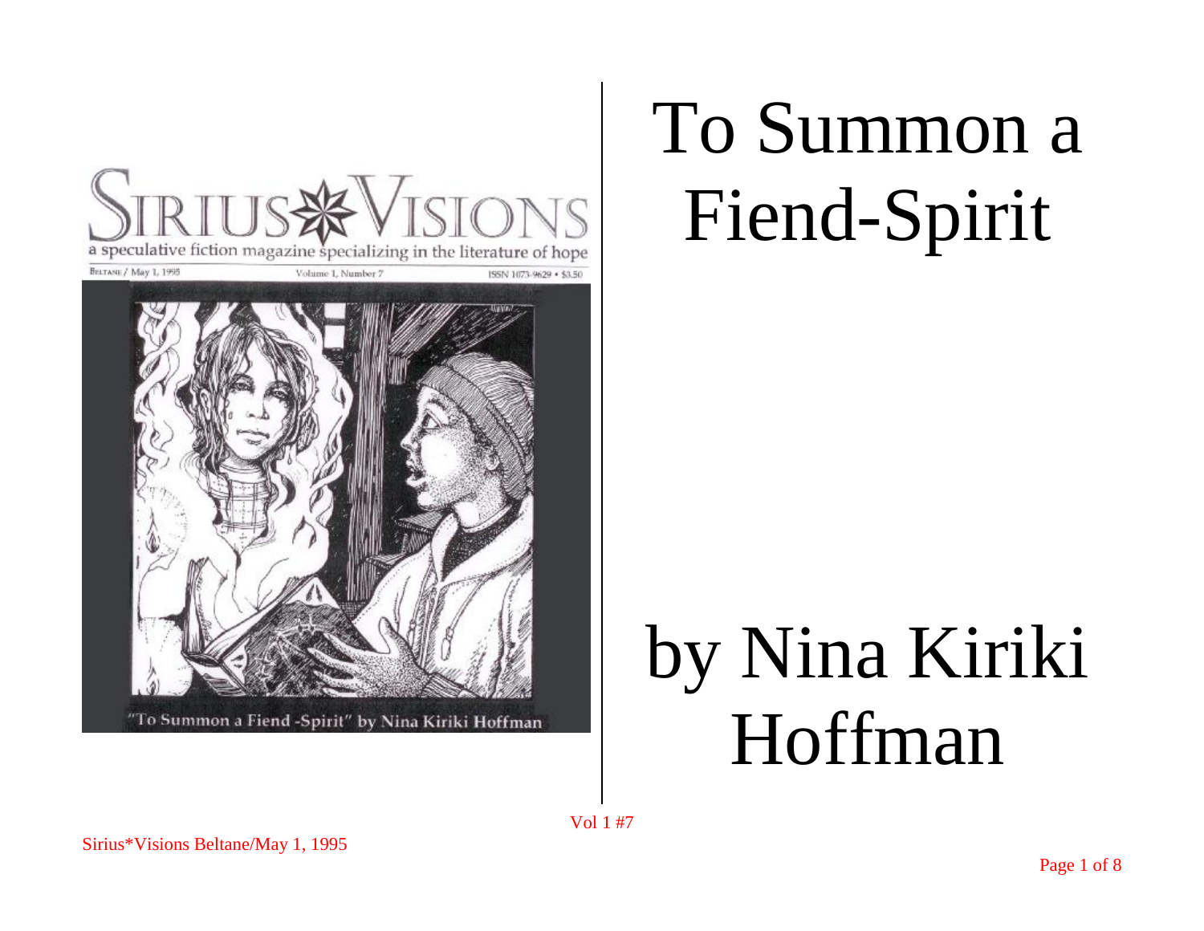SIRIUS VISIONS

a speculative fiction magazine specializing in the literature of hope

BELTANE / May 1, 1995 — Volume 1, Number 7 — ISSN 1073-9629 • $3.50

"To Summon a Fiend-Spirit" by Nina Kiriki Hoffman

# To Summon a Fiend-Spirit

## by Nina Kiriki Hoffman

Vol 1 #7

Sirius*Visions Beltane/May 1, 1995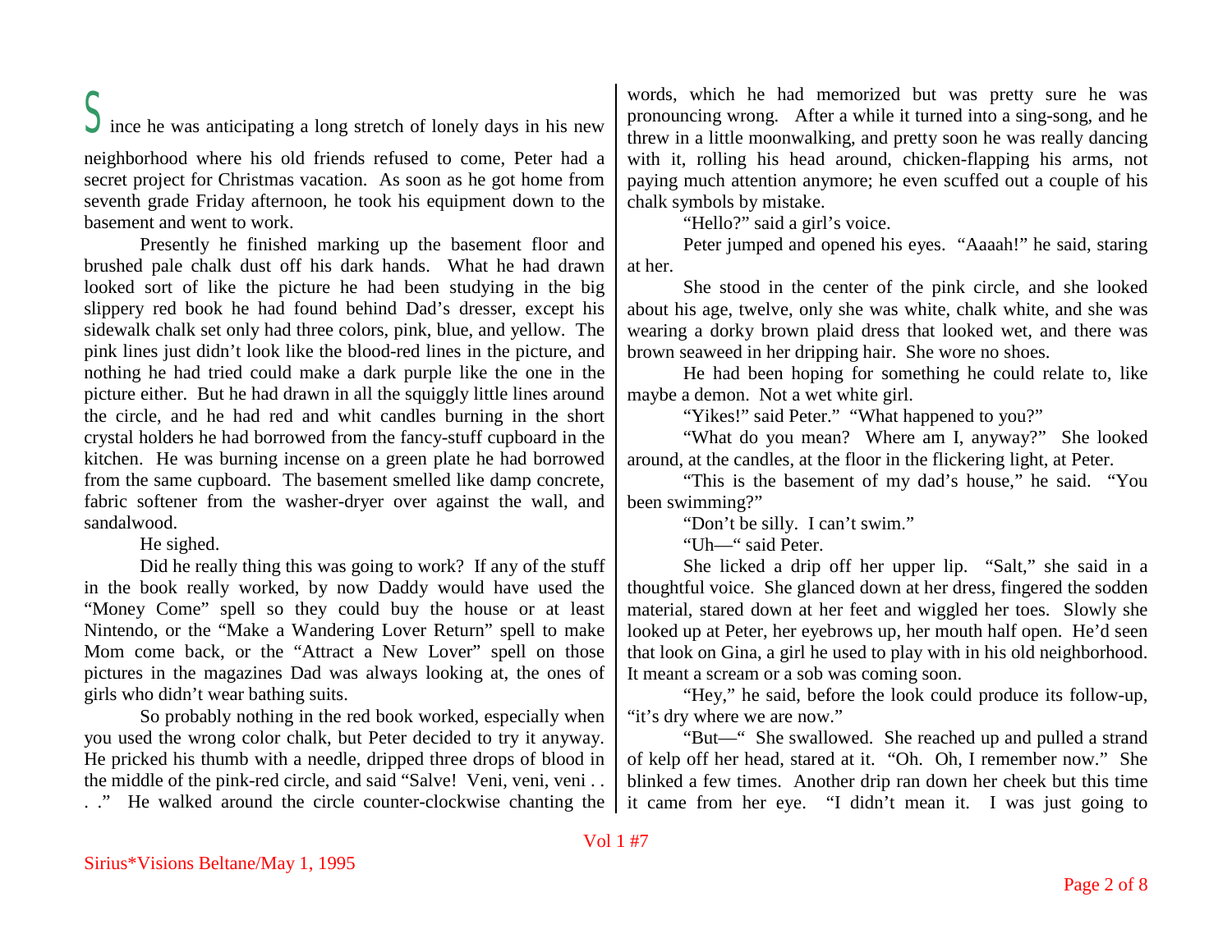Since he was anticipating a long stretch of lonely days in his new neighborhood where his old friends refused to come, Peter had a secret project for Christmas vacation. As soon as he got home from seventh grade Friday afternoon, he took his equipment down to the basement and went to work.

Presently he finished marking up the basement floor and brushed pale chalk dust off his dark hands. What he had drawn looked sort of like the picture he had been studying in the big slippery red book he had found behind Dad's dresser, except his sidewalk chalk set only had three colors, pink, blue, and yellow. The pink lines just didn't look like the blood-red lines in the picture, and nothing he had tried could make a dark purple like the one in the picture either. But he had drawn in all the squiggly little lines around the circle, and he had red and whit candles burning in the short crystal holders he had borrowed from the fancy-stuff cupboard in the kitchen. He was burning incense on a green plate he had borrowed from the same cupboard. The basement smelled like damp concrete, fabric softener from the washer-dryer over against the wall, and sandalwood.

He sighed.

Did he really thing this was going to work? If any of the stuff in the book really worked, by now Daddy would have used the "Money Come" spell so they could buy the house or at least Nintendo, or the "Make a Wandering Lover Return" spell to make Mom come back, or the "Attract a New Lover" spell on those pictures in the magazines Dad was always looking at, the ones of girls who didn't wear bathing suits.

So probably nothing in the red book worked, especially when you used the wrong color chalk, but Peter decided to try it anyway. He pricked his thumb with a needle, dripped three drops of blood in the middle of the pink-red circle, and said "Salve! Veni, veni, veni . . . ." He walked around the circle counter-clockwise chanting the words, which he had memorized but was pretty sure he was pronouncing wrong. After a while it turned into a sing-song, and he threw in a little moonwalking, and pretty soon he was really dancing with it, rolling his head around, chicken-flapping his arms, not paying much attention anymore; he even scuffed out a couple of his chalk symbols by mistake.

"Hello?" said a girl's voice.

Peter jumped and opened his eyes. "Aaaah!" he said, staring at her.

She stood in the center of the pink circle, and she looked about his age, twelve, only she was white, chalk white, and she was wearing a dorky brown plaid dress that looked wet, and there was brown seaweed in her dripping hair. She wore no shoes.

He had been hoping for something he could relate to, like maybe a demon. Not a wet white girl.

"Yikes!" said Peter." "What happened to you?"

"What do you mean? Where am I, anyway?" She looked around, at the candles, at the floor in the flickering light, at Peter.

"This is the basement of my dad's house," he said. "You been swimming?"

"Don't be silly. I can't swim."

"Uh—" said Peter.

She licked a drip off her upper lip. "Salt," she said in a thoughtful voice. She glanced down at her dress, fingered the sodden material, stared down at her feet and wiggled her toes. Slowly she looked up at Peter, her eyebrows up, her mouth half open. He'd seen that look on Gina, a girl he used to play with in his old neighborhood. It meant a scream or a sob was coming soon.

"Hey," he said, before the look could produce its follow-up, "it's dry where we are now."

"But—" She swallowed. She reached up and pulled a strand of kelp off her head, stared at it. "Oh. Oh, I remember now." She blinked a few times. Another drip ran down her cheek but this time it came from her eye. "I didn't mean it. I was just going to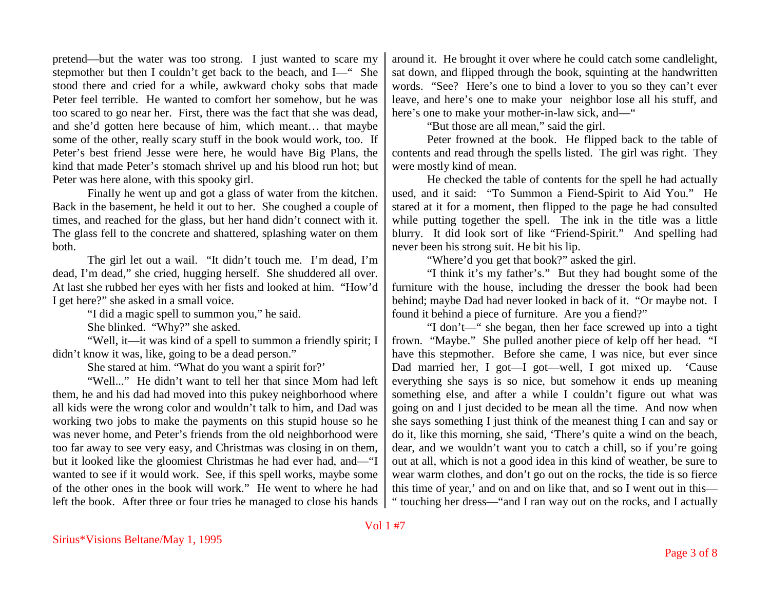pretend—but the water was too strong. I just wanted to scare my stepmother but then I couldn't get back to the beach, and I—" She stood there and cried for a while, awkward choky sobs that made Peter feel terrible. He wanted to comfort her somehow, but he was too scared to go near her. First, there was the fact that she was dead, and she'd gotten here because of him, which meant… that maybe some of the other, really scary stuff in the book would work, too. If Peter's best friend Jesse were here, he would have Big Plans, the kind that made Peter's stomach shrivel up and his blood run hot; but Peter was here alone, with this spooky girl.

Finally he went up and got a glass of water from the kitchen. Back in the basement, he held it out to her. She coughed a couple of times, and reached for the glass, but her hand didn't connect with it. The glass fell to the concrete and shattered, splashing water on them both.

The girl let out a wail. "It didn't touch me. I'm dead, I'm dead, I'm dead," she cried, hugging herself. She shuddered all over. At last she rubbed her eyes with her fists and looked at him. "How'd I get here?" she asked in a small voice.

"I did a magic spell to summon you," he said.

She blinked. "Why?" she asked.

"Well, it—it was kind of a spell to summon a friendly spirit; I didn't know it was, like, going to be a dead person."

She stared at him. "What do you want a spirit for?'

"Well..." He didn't want to tell her that since Mom had left them, he and his dad had moved into this pukey neighborhood where all kids were the wrong color and wouldn't talk to him, and Dad was working two jobs to make the payments on this stupid house so he was never home, and Peter's friends from the old neighborhood were too far away to see very easy, and Christmas was closing in on them, but it looked like the gloomiest Christmas he had ever had, and—"I wanted to see if it would work. See, if this spell works, maybe some of the other ones in the book will work." He went to where he had left the book. After three or four tries he managed to close his hands around it. He brought it over where he could catch some candlelight, sat down, and flipped through the book, squinting at the handwritten words. "See? Here's one to bind a lover to you so they can't ever leave, and here's one to make your neighbor lose all his stuff, and here's one to make your mother-in-law sick, and—"

"But those are all mean," said the girl.

Peter frowned at the book. He flipped back to the table of contents and read through the spells listed. The girl was right. They were mostly kind of mean.

He checked the table of contents for the spell he had actually used, and it said: "To Summon a Fiend-Spirit to Aid You." He stared at it for a moment, then flipped to the page he had consulted while putting together the spell. The ink in the title was a little blurry. It did look sort of like "Friend-Spirit." And spelling had never been his strong suit. He bit his lip.

"Where'd you get that book?" asked the girl.

"I think it's my father's." But they had bought some of the furniture with the house, including the dresser the book had been behind; maybe Dad had never looked in back of it. "Or maybe not. I found it behind a piece of furniture. Are you a fiend?"

"I don't—" she began, then her face screwed up into a tight frown. "Maybe." She pulled another piece of kelp off her head. "I have this stepmother. Before she came, I was nice, but ever since Dad married her, I got—I got—well, I got mixed up. 'Cause everything she says is so nice, but somehow it ends up meaning something else, and after a while I couldn't figure out what was going on and I just decided to be mean all the time. And now when she says something I just think of the meanest thing I can and say or do it, like this morning, she said, 'There's quite a wind on the beach, dear, and we wouldn't want you to catch a chill, so if you're going out at all, which is not a good idea in this kind of weather, be sure to wear warm clothes, and don't go out on the rocks, the tide is so fierce this time of year,' and on and on like that, and so I went out in this—" touching her dress—"and I ran way out on the rocks, and I actually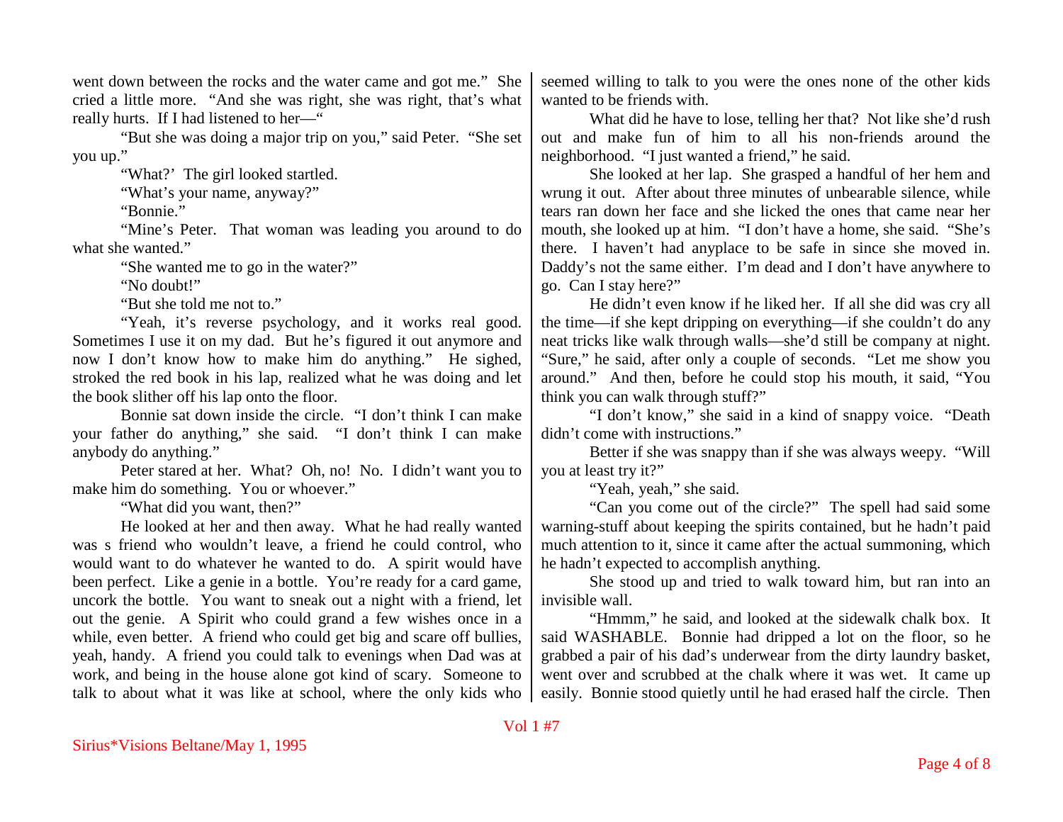went down between the rocks and the water came and got me." She cried a little more. "And she was right, she was right, that's what really hurts. If I had listened to her—"

"But she was doing a major trip on you," said Peter. "She set you up."

"What?' The girl looked startled.

"What's your name, anyway?"

"Bonnie."

"Mine's Peter. That woman was leading you around to do what she wanted."

"She wanted me to go in the water?"

"No doubt!"

"But she told me not to."

"Yeah, it's reverse psychology, and it works real good. Sometimes I use it on my dad. But he's figured it out anymore and now I don't know how to make him do anything." He sighed, stroked the red book in his lap, realized what he was doing and let the book slither off his lap onto the floor.

Bonnie sat down inside the circle. "I don't think I can make your father do anything," she said. "I don't think I can make anybody do anything."

Peter stared at her. What? Oh, no! No. I didn't want you to make him do something. You or whoever."

"What did you want, then?"

He looked at her and then away. What he had really wanted was s friend who wouldn't leave, a friend he could control, who would want to do whatever he wanted to do. A spirit would have been perfect. Like a genie in a bottle. You're ready for a card game, uncork the bottle. You want to sneak out a night with a friend, let out the genie. A Spirit who could grand a few wishes once in a while, even better. A friend who could get big and scare off bullies, yeah, handy. A friend you could talk to evenings when Dad was at work, and being in the house alone got kind of scary. Someone to talk to about what it was like at school, where the only kids who seemed willing to talk to you were the ones none of the other kids wanted to be friends with.

What did he have to lose, telling her that? Not like she'd rush out and make fun of him to all his non-friends around the neighborhood. "I just wanted a friend," he said.

She looked at her lap. She grasped a handful of her hem and wrung it out. After about three minutes of unbearable silence, while tears ran down her face and she licked the ones that came near her mouth, she looked up at him. "I don't have a home, she said. "She's there. I haven't had anyplace to be safe in since she moved in. Daddy's not the same either. I'm dead and I don't have anywhere to go. Can I stay here?"

He didn't even know if he liked her. If all she did was cry all the time—if she kept dripping on everything—if she couldn't do any neat tricks like walk through walls—she'd still be company at night. "Sure," he said, after only a couple of seconds. "Let me show you around." And then, before he could stop his mouth, it said, "You think you can walk through stuff?"

"I don't know," she said in a kind of snappy voice. "Death didn't come with instructions."

Better if she was snappy than if she was always weepy. "Will you at least try it?"

"Yeah, yeah," she said.

"Can you come out of the circle?" The spell had said some warning-stuff about keeping the spirits contained, but he hadn't paid much attention to it, since it came after the actual summoning, which he hadn't expected to accomplish anything.

She stood up and tried to walk toward him, but ran into an invisible wall.

"Hmmm," he said, and looked at the sidewalk chalk box. It said WASHABLE. Bonnie had dripped a lot on the floor, so he grabbed a pair of his dad's underwear from the dirty laundry basket, went over and scrubbed at the chalk where it was wet. It came up easily. Bonnie stood quietly until he had erased half the circle. Then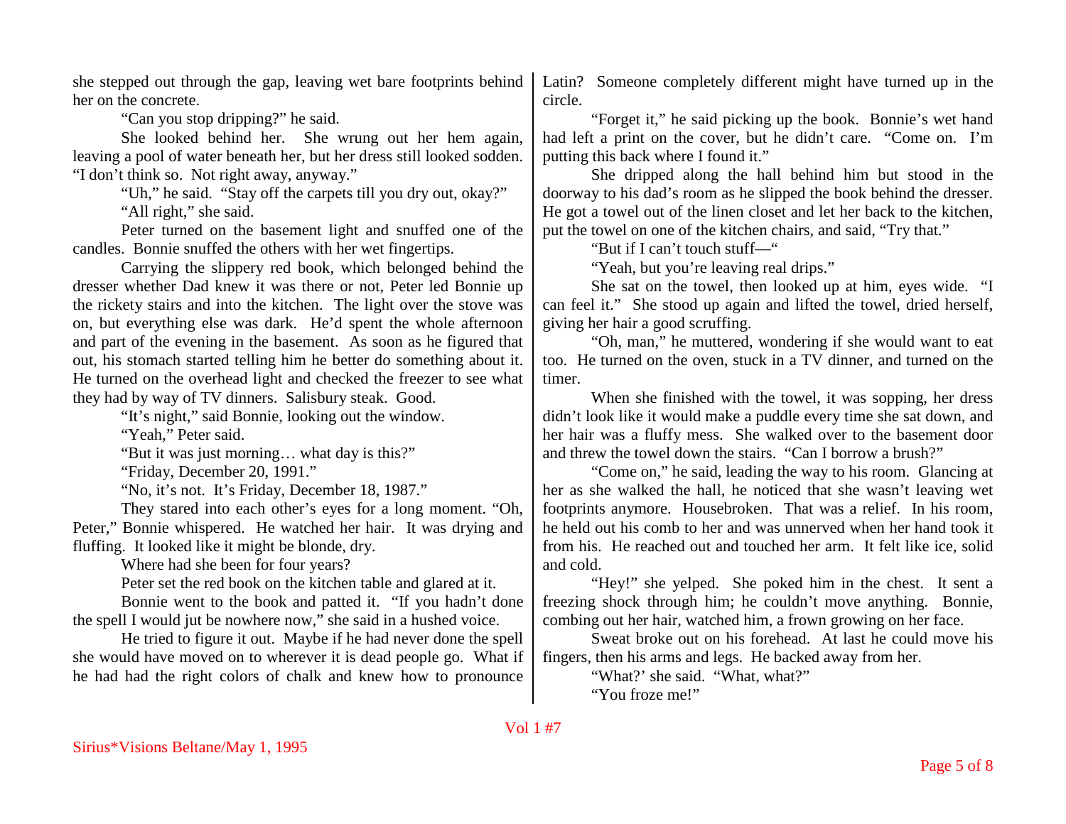she stepped out through the gap, leaving wet bare footprints behind her on the concrete.

"Can you stop dripping?" he said.

She looked behind her. She wrung out her hem again, leaving a pool of water beneath her, but her dress still looked sodden. "I don't think so. Not right away, anyway."

"Uh," he said. "Stay off the carpets till you dry out, okay?"

"All right," she said.

Peter turned on the basement light and snuffed one of the candles. Bonnie snuffed the others with her wet fingertips.

Carrying the slippery red book, which belonged behind the dresser whether Dad knew it was there or not, Peter led Bonnie up the rickety stairs and into the kitchen. The light over the stove was on, but everything else was dark. He'd spent the whole afternoon and part of the evening in the basement. As soon as he figured that out, his stomach started telling him he better do something about it. He turned on the overhead light and checked the freezer to see what they had by way of TV dinners. Salisbury steak. Good.

"It's night," said Bonnie, looking out the window.

"Yeah," Peter said.

"But it was just morning… what day is this?"

"Friday, December 20, 1991."

"No, it's not. It's Friday, December 18, 1987."

They stared into each other's eyes for a long moment. "Oh, Peter," Bonnie whispered. He watched her hair. It was drying and fluffing. It looked like it might be blonde, dry.

Where had she been for four years?

Peter set the red book on the kitchen table and glared at it.

Bonnie went to the book and patted it. "If you hadn't done the spell I would jut be nowhere now," she said in a hushed voice.

He tried to figure it out. Maybe if he had never done the spell she would have moved on to wherever it is dead people go. What if he had had the right colors of chalk and knew how to pronounce Latin? Someone completely different might have turned up in the circle.

"Forget it," he said picking up the book. Bonnie's wet hand had left a print on the cover, but he didn't care. "Come on. I'm putting this back where I found it."

She dripped along the hall behind him but stood in the doorway to his dad's room as he slipped the book behind the dresser. He got a towel out of the linen closet and let her back to the kitchen, put the towel on one of the kitchen chairs, and said, "Try that."

"But if I can't touch stuff—"

"Yeah, but you're leaving real drips."

She sat on the towel, then looked up at him, eyes wide. "I can feel it." She stood up again and lifted the towel, dried herself, giving her hair a good scruffing.

"Oh, man," he muttered, wondering if she would want to eat too. He turned on the oven, stuck in a TV dinner, and turned on the timer.

When she finished with the towel, it was sopping, her dress didn't look like it would make a puddle every time she sat down, and her hair was a fluffy mess. She walked over to the basement door and threw the towel down the stairs. "Can I borrow a brush?"

"Come on," he said, leading the way to his room. Glancing at her as she walked the hall, he noticed that she wasn't leaving wet footprints anymore. Housebroken. That was a relief. In his room, he held out his comb to her and was unnerved when her hand took it from his. He reached out and touched her arm. It felt like ice, solid and cold.

"Hey!" she yelped. She poked him in the chest. It sent a freezing shock through him; he couldn't move anything. Bonnie, combing out her hair, watched him, a frown growing on her face.

Sweat broke out on his forehead. At last he could move his fingers, then his arms and legs. He backed away from her.

"What?' she said. "What, what?"

"You froze me!"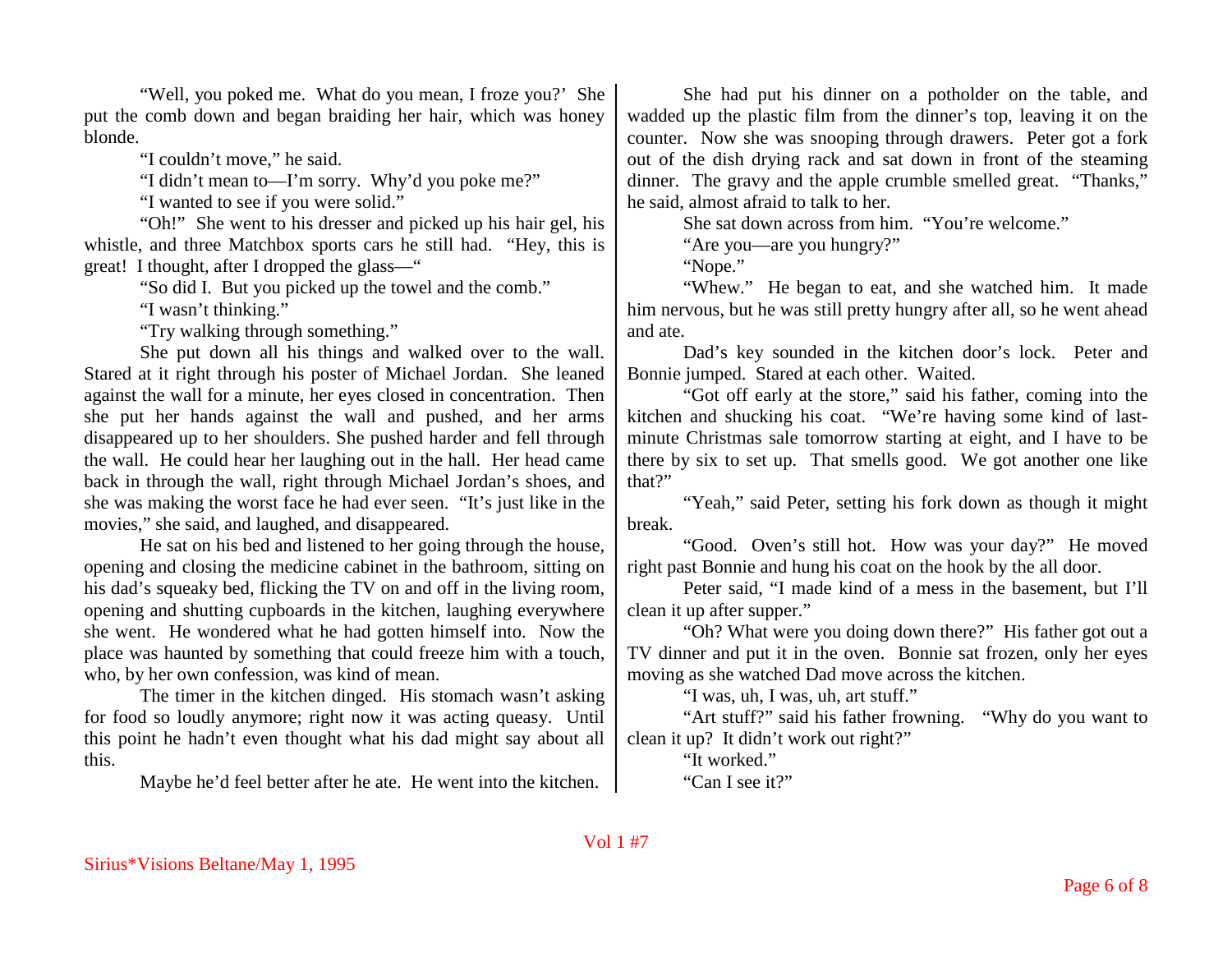"Well, you poked me. What do you mean, I froze you?' She put the comb down and began braiding her hair, which was honey blonde.

"I couldn't move," he said.

"I didn't mean to—I'm sorry. Why'd you poke me?"

"I wanted to see if you were solid."

"Oh!" She went to his dresser and picked up his hair gel, his whistle, and three Matchbox sports cars he still had. "Hey, this is great! I thought, after I dropped the glass—"

"So did I. But you picked up the towel and the comb."

"I wasn't thinking."

"Try walking through something."

She put down all his things and walked over to the wall. Stared at it right through his poster of Michael Jordan. She leaned against the wall for a minute, her eyes closed in concentration. Then she put her hands against the wall and pushed, and her arms disappeared up to her shoulders. She pushed harder and fell through the wall. He could hear her laughing out in the hall. Her head came back in through the wall, right through Michael Jordan's shoes, and she was making the worst face he had ever seen. "It's just like in the movies," she said, and laughed, and disappeared.

He sat on his bed and listened to her going through the house, opening and closing the medicine cabinet in the bathroom, sitting on his dad's squeaky bed, flicking the TV on and off in the living room, opening and shutting cupboards in the kitchen, laughing everywhere she went. He wondered what he had gotten himself into. Now the place was haunted by something that could freeze him with a touch, who, by her own confession, was kind of mean.

The timer in the kitchen dinged. His stomach wasn't asking for food so loudly anymore; right now it was acting queasy. Until this point he hadn't even thought what his dad might say about all this.

Maybe he'd feel better after he ate. He went into the kitchen.

She had put his dinner on a potholder on the table, and wadded up the plastic film from the dinner's top, leaving it on the counter. Now she was snooping through drawers. Peter got a fork out of the dish drying rack and sat down in front of the steaming dinner. The gravy and the apple crumble smelled great. "Thanks," he said, almost afraid to talk to her.

She sat down across from him. "You're welcome."

"Are you—are you hungry?"

"Nope."

"Whew." He began to eat, and she watched him. It made him nervous, but he was still pretty hungry after all, so he went ahead and ate.

Dad's key sounded in the kitchen door's lock. Peter and Bonnie jumped. Stared at each other. Waited.

"Got off early at the store," said his father, coming into the kitchen and shucking his coat. "We're having some kind of last-minute Christmas sale tomorrow starting at eight, and I have to be there by six to set up. That smells good. We got another one like that?"

"Yeah," said Peter, setting his fork down as though it might break.

"Good. Oven's still hot. How was your day?" He moved right past Bonnie and hung his coat on the hook by the all door.

Peter said, "I made kind of a mess in the basement, but I'll clean it up after supper."

"Oh? What were you doing down there?" His father got out a TV dinner and put it in the oven. Bonnie sat frozen, only her eyes moving as she watched Dad move across the kitchen.

"I was, uh, I was, uh, art stuff."

"Art stuff?" said his father frowning. "Why do you want to clean it up? It didn't work out right?"

"It worked."

"Can I see it?"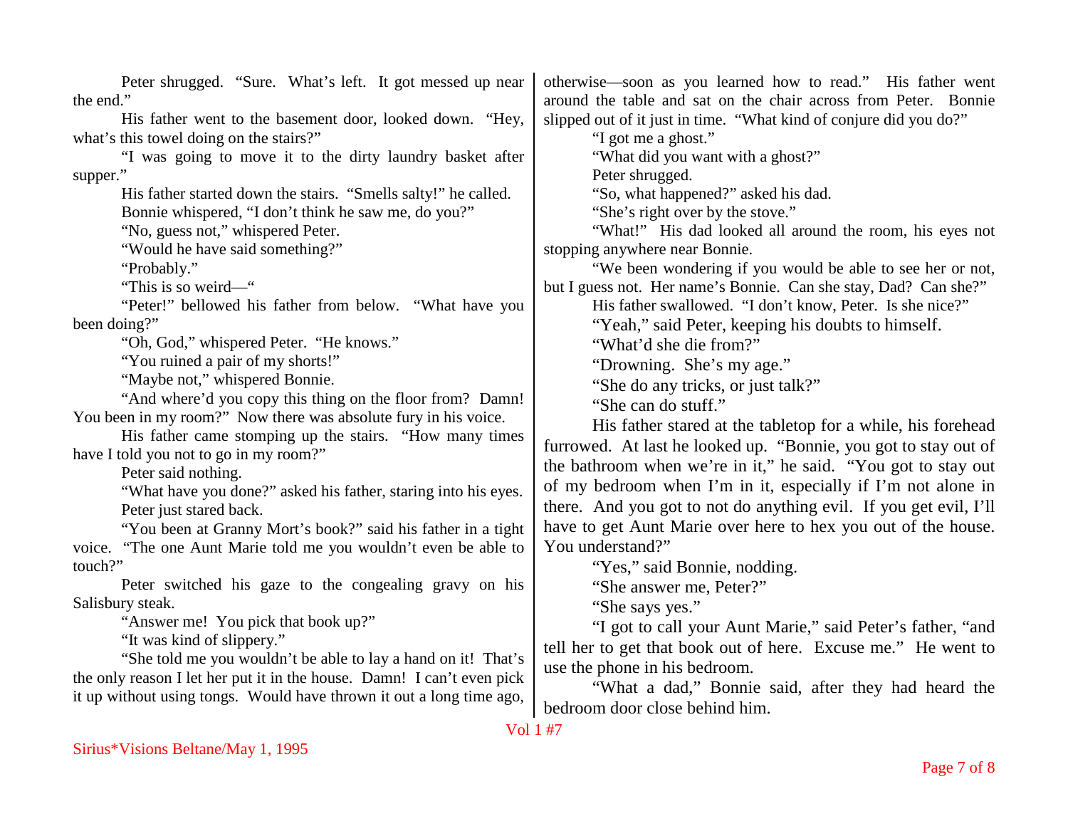Peter shrugged. "Sure. What's left. It got messed up near the end."

His father went to the basement door, looked down. "Hey, what's this towel doing on the stairs?"

"I was going to move it to the dirty laundry basket after supper."

His father started down the stairs. "Smells salty!" he called.

Bonnie whispered, "I don't think he saw me, do you?"

"No, guess not," whispered Peter.

"Would he have said something?"

"Probably."

"This is so weird—"

"Peter!" bellowed his father from below. "What have you been doing?"

"Oh, God," whispered Peter. "He knows."

"You ruined a pair of my shorts!"

"Maybe not," whispered Bonnie.

"And where'd you copy this thing on the floor from? Damn! You been in my room?" Now there was absolute fury in his voice.

His father came stomping up the stairs. "How many times have I told you not to go in my room?"

Peter said nothing.

"What have you done?" asked his father, staring into his eyes.

Peter just stared back.

"You been at Granny Mort's book?" said his father in a tight voice. "The one Aunt Marie told me you wouldn't even be able to touch?"

Peter switched his gaze to the congealing gravy on his Salisbury steak.

"Answer me! You pick that book up?"

"It was kind of slippery."

"She told me you wouldn't be able to lay a hand on it! That's the only reason I let her put it in the house. Damn! I can't even pick it up without using tongs. Would have thrown it out a long time ago, otherwise—soon as you learned how to read." His father went around the table and sat on the chair across from Peter. Bonnie slipped out of it just in time. "What kind of conjure did you do?"

"I got me a ghost."

"What did you want with a ghost?"

Peter shrugged.

"So, what happened?" asked his dad.

"She's right over by the stove."

"What!" His dad looked all around the room, his eyes not stopping anywhere near Bonnie.

"We been wondering if you would be able to see her or not, but I guess not. Her name's Bonnie. Can she stay, Dad? Can she?"

His father swallowed. "I don't know, Peter. Is she nice?"

"Yeah," said Peter, keeping his doubts to himself.

"What'd she die from?"

"Drowning. She's my age."

"She do any tricks, or just talk?"

"She can do stuff."

His father stared at the tabletop for a while, his forehead furrowed. At last he looked up. "Bonnie, you got to stay out of the bathroom when we're in it," he said. "You got to stay out of my bedroom when I'm in it, especially if I'm not alone in there. And you got to not do anything evil. If you get evil, I'll have to get Aunt Marie over here to hex you out of the house. You understand?"

"Yes," said Bonnie, nodding.

"She answer me, Peter?"

"She says yes."

"I got to call your Aunt Marie," said Peter's father, "and tell her to get that book out of here. Excuse me." He went to use the phone in his bedroom.

"What a dad," Bonnie said, after they had heard the bedroom door close behind him.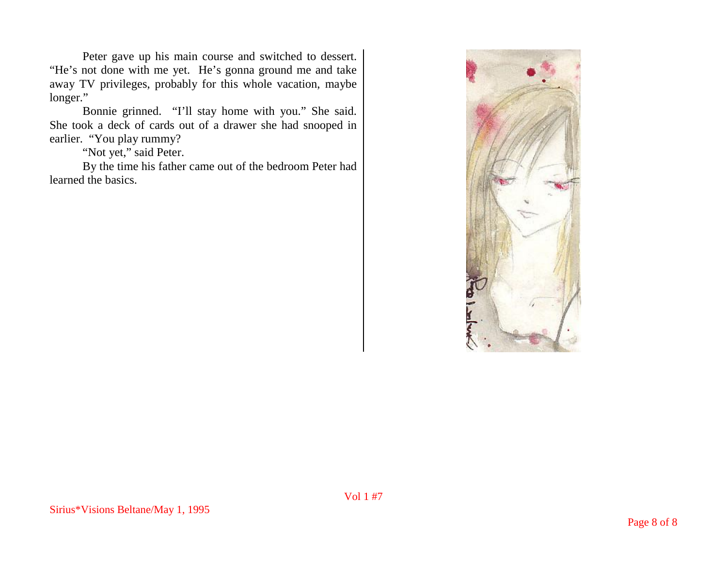Peter gave up his main course and switched to dessert. "He's not done with me yet. He's gonna ground me and take away TV privileges, probably for this whole vacation, maybe longer."

Bonnie grinned. "I'll stay home with you." She said. She took a deck of cards out of a drawer she had snooped in earlier. "You play rummy?

"Not yet," said Peter.

By the time his father came out of the bedroom Peter had learned the basics.